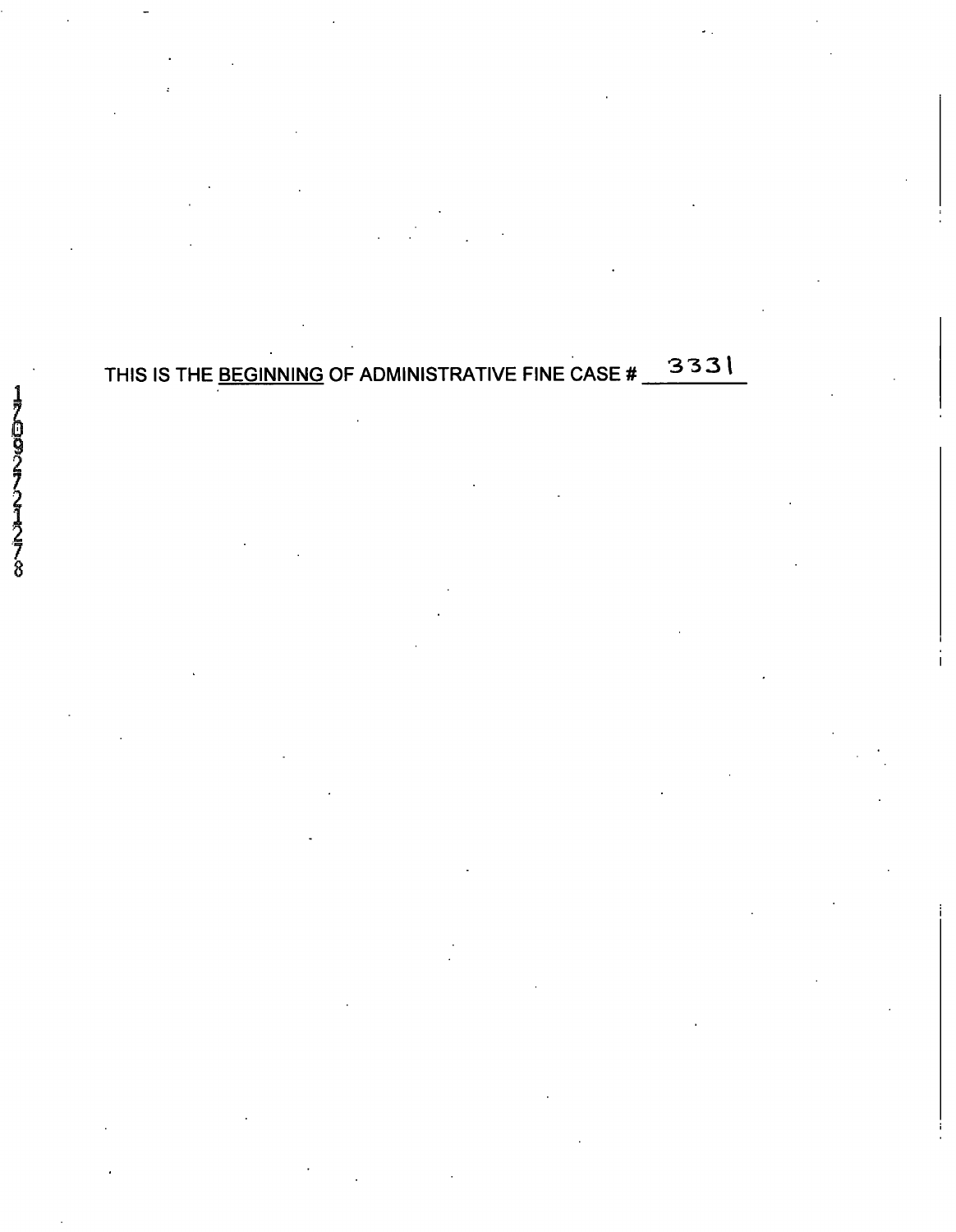THIS IS THE BEGINNING OF ADMINISTRATIVE FINE CASE # 3331

17092721278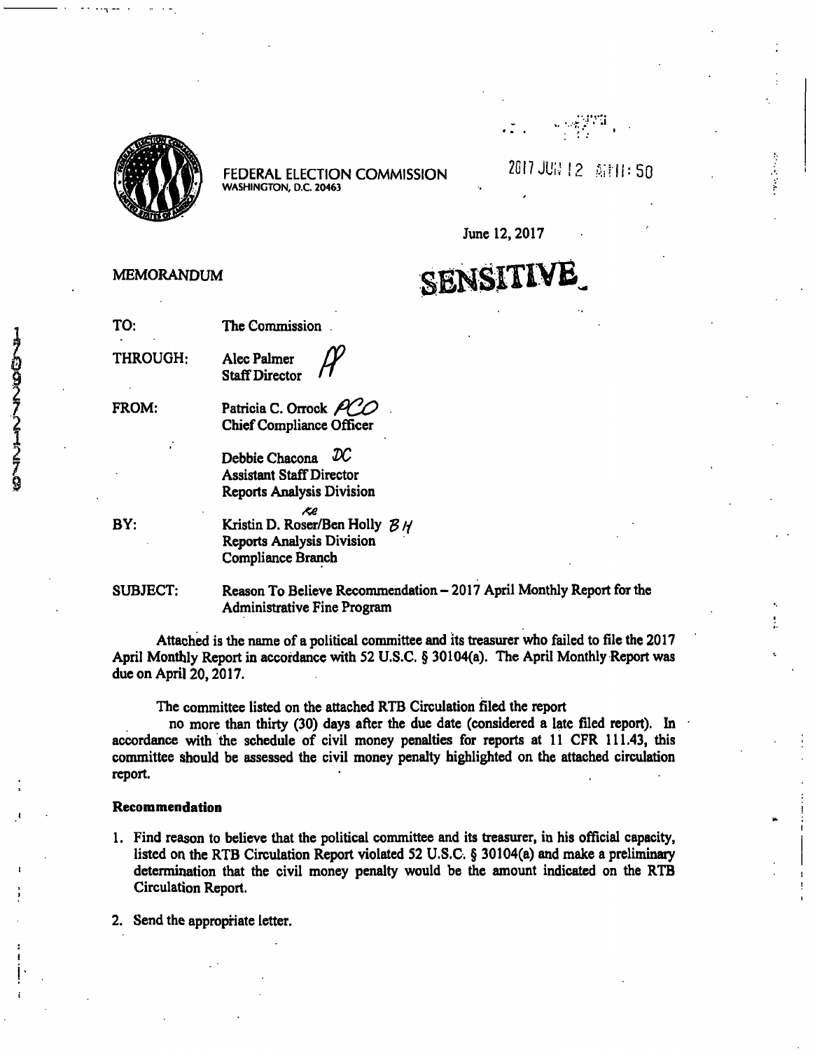FEDERAL ELECTION COMMISSION
WASHINGTON, D.C. 20463

2017 JUN 12 AM 11: 50

June 12, 2017

MEMORANDUM

**SENSITIVE**

TO: The Commission

THROUGH: Alec Palmer
Staff Director

FROM: Patricia C. Orrock
Chief Compliance Officer

Debbie Chacona
Assistant Staff Director
Reports Analysis Division

BY: Kristin D. Roser/Ben Holly
Reports Analysis Division
Compliance Branch

SUBJECT: Reason To Believe Recommendation – 2017 April Monthly Report for the Administrative Fine Program

Attached is the name of a political committee and its treasurer who failed to file the 2017 April Monthly Report in accordance with 52 U.S.C. § 30104(a). The April Monthly Report was due on April 20, 2017.

The committee listed on the attached RTB Circulation filed the report no more than thirty (30) days after the due date (considered a late filed report). In accordance with the schedule of civil money penalties for reports at 11 CFR 111.43, this committee should be assessed the civil money penalty highlighted on the attached circulation report.

**Recommendation**

1. Find reason to believe that the political committee and its treasurer, in his official capacity, listed on the RTB Circulation Report violated 52 U.S.C. § 30104(a) and make a preliminary determination that the civil money penalty would be the amount indicated on the RTB Circulation Report.
2. Send the appropriate letter.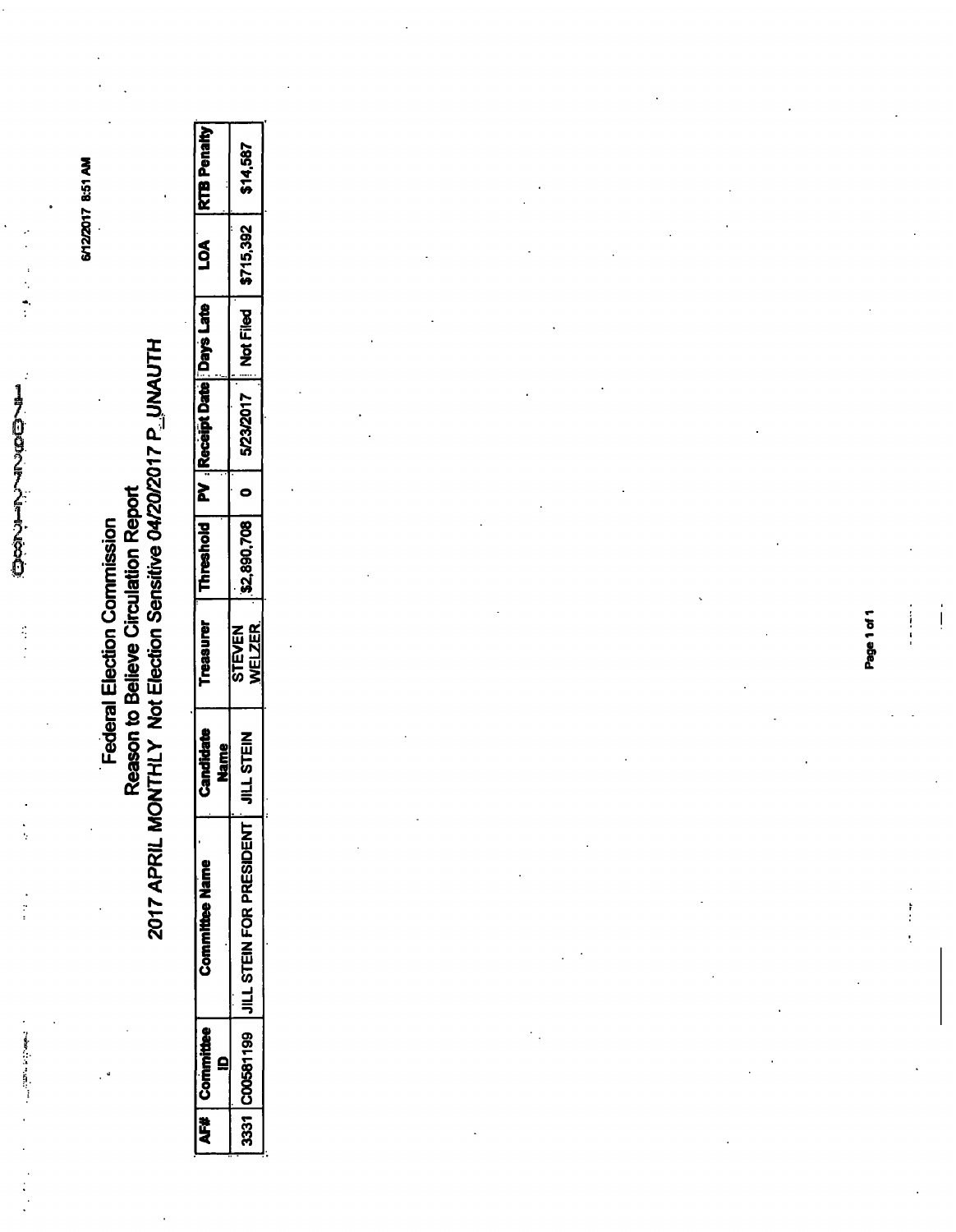6/12/2017 8:51 AM

# Federal Election Commission
## Reason to Believe Circulation Report
## 2017 APRIL MONTHLY Not Election Sensitive 04/20/2017 P_UNAUTH

| AF# | Committee ID | Committee Name | Candidate Name | Treasurer | Threshold | PV | Receipt Date | Days Late | LOA | RTB Penalty |
|---|---|---|---|---|---|---|---|---|---|---|
| 3331 | C00581199 | JILL STEIN FOR PRESIDENT | JILL STEIN | STEVEN WELZER | $2,890,708 | 0 | 5/23/2017 | Not Filed | $715,392 | $14,587 |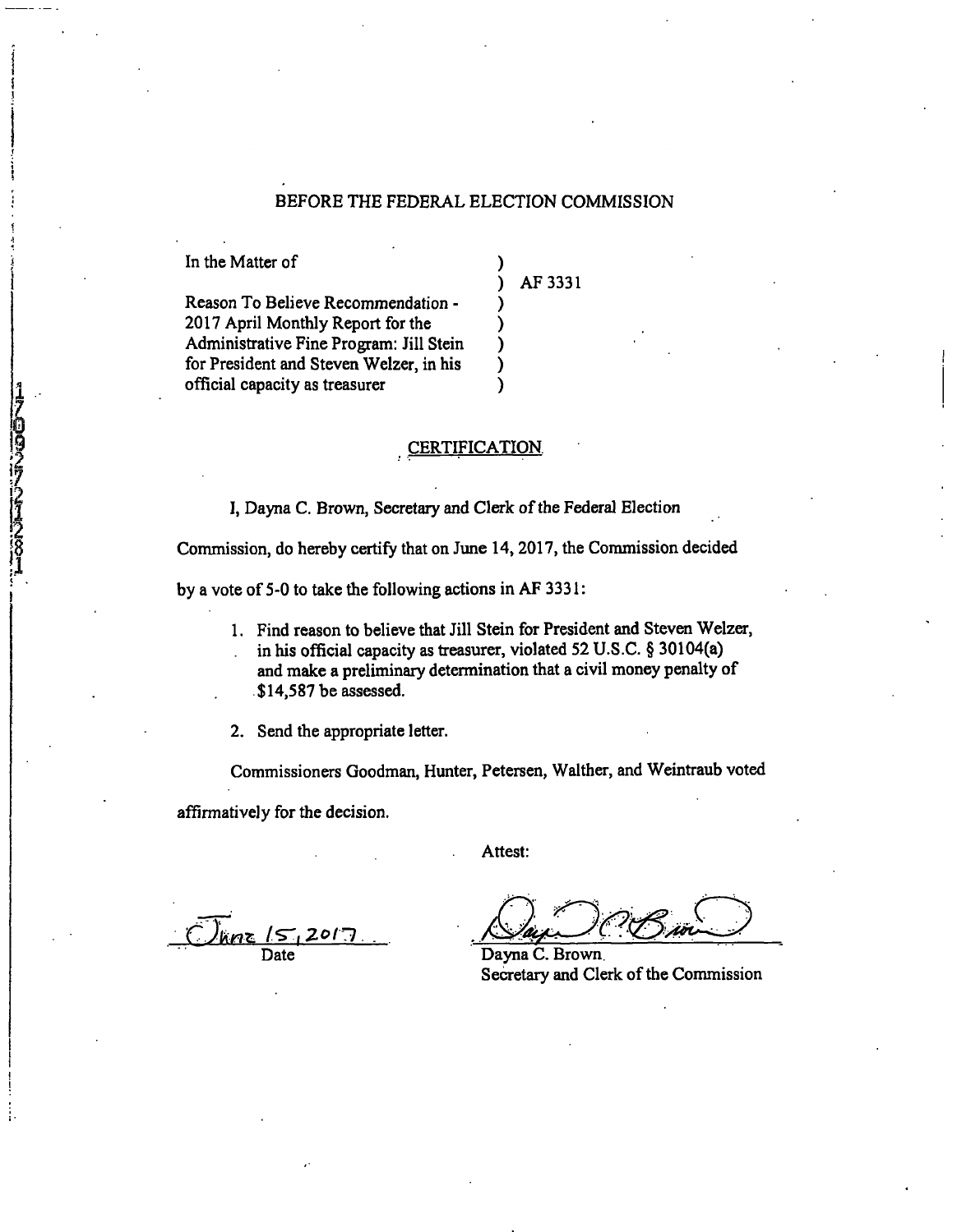BEFORE THE FEDERAL ELECTION COMMISSION

| In the Matter of | ) | AF 3331 |
|---|---|---|
| Reason To Believe Recommendation - 2017 April Monthly Report for the Administrative Fine Program: Jill Stein for President and Steven Welzer, in his official capacity as treasurer | ) | |

## CERTIFICATION

I, Dayna C. Brown, Secretary and Clerk of the Federal Election Commission, do hereby certify that on June 14, 2017, the Commission decided by a vote of 5-0 to take the following actions in AF 3331:

1. Find reason to believe that Jill Stein for President and Steven Welzer, in his official capacity as treasurer, violated 52 U.S.C. § 30104(a) and make a preliminary determination that a civil money penalty of $14,587 be assessed.

2. Send the appropriate letter.

Commissioners Goodman, Hunter, Petersen, Walther, and Weintraub voted affirmatively for the decision.

Attest:

June 15, 2017
Date

Dayna C. Brown
Secretary and Clerk of the Commission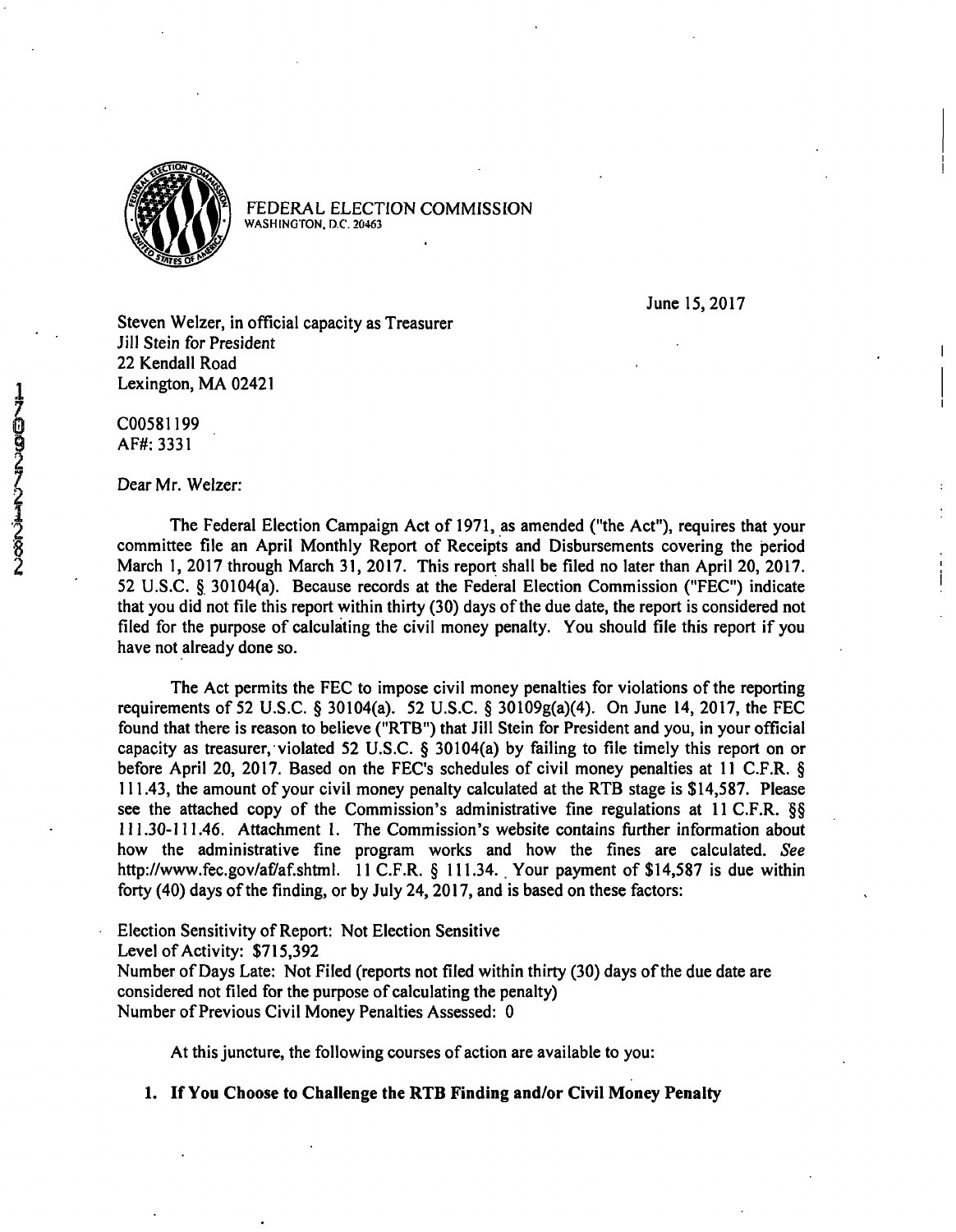FEDERAL ELECTION COMMISSION
WASHINGTON, D.C. 20463

June 15, 2017

Steven Welzer, in official capacity as Treasurer
Jill Stein for President
22 Kendall Road
Lexington, MA 02421

C00581199
AF#: 3331

Dear Mr. Welzer:

The Federal Election Campaign Act of 1971, as amended ("the Act"), requires that your committee file an April Monthly Report of Receipts and Disbursements covering the period March 1, 2017 through March 31, 2017. This report shall be filed no later than April 20, 2017. 52 U.S.C. § 30104(a). Because records at the Federal Election Commission ("FEC") indicate that you did not file this report within thirty (30) days of the due date, the report is considered not filed for the purpose of calculating the civil money penalty. You should file this report if you have not already done so.

The Act permits the FEC to impose civil money penalties for violations of the reporting requirements of 52 U.S.C. § 30104(a). 52 U.S.C. § 30109g(a)(4). On June 14, 2017, the FEC found that there is reason to believe ("RTB") that Jill Stein for President and you, in your official capacity as treasurer, violated 52 U.S.C. § 30104(a) by failing to file timely this report on or before April 20, 2017. Based on the FEC's schedules of civil money penalties at 11 C.F.R. § 111.43, the amount of your civil money penalty calculated at the RTB stage is $14,587. Please see the attached copy of the Commission's administrative fine regulations at 11 C.F.R. §§ 111.30-111.46. Attachment 1. The Commission's website contains further information about how the administrative fine program works and how the fines are calculated. *See* http://www.fec.gov/af/af.shtml. 11 C.F.R. § 111.34. Your payment of $14,587 is due within forty (40) days of the finding, or by July 24, 2017, and is based on these factors:

Election Sensitivity of Report: Not Election Sensitive
Level of Activity: $715,392
Number of Days Late: Not Filed (reports not filed within thirty (30) days of the due date are considered not filed for the purpose of calculating the penalty)
Number of Previous Civil Money Penalties Assessed: 0

At this juncture, the following courses of action are available to you:

**1. If You Choose to Challenge the RTB Finding and/or Civil Money Penalty**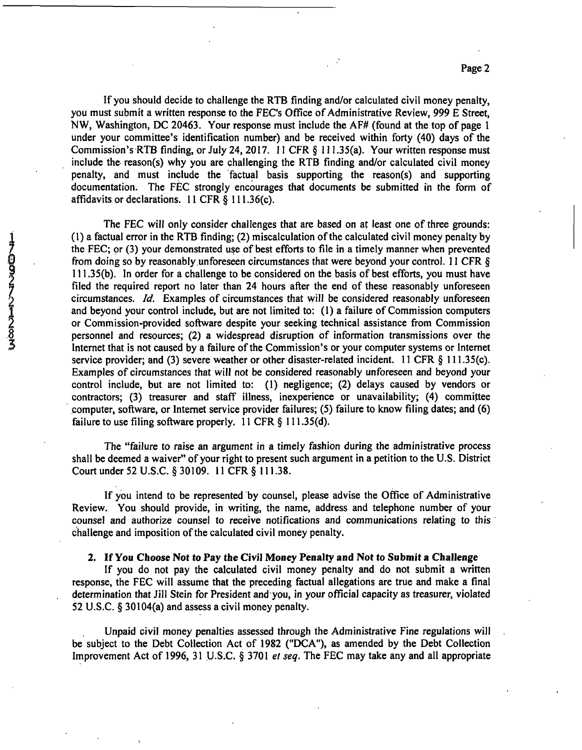If you should decide to challenge the RTB finding and/or calculated civil money penalty, you must submit a written response to the FEC's Office of Administrative Review, 999 E Street, NW, Washington, DC 20463. Your response must include the AF# (found at the top of page 1 under your committee's identification number) and be received within forty (40) days of the Commission's RTB finding, or July 24, 2017. 11 CFR § 111.35(a). Your written response must include the reason(s) why you are challenging the RTB finding and/or calculated civil money penalty, and must include the factual basis supporting the reason(s) and supporting documentation. The FEC strongly encourages that documents be submitted in the form of affidavits or declarations. 11 CFR § 111.36(c).

The FEC will only consider challenges that are based on at least one of three grounds: (1) a factual error in the RTB finding; (2) miscalculation of the calculated civil money penalty by the FEC; or (3) your demonstrated use of best efforts to file in a timely manner when prevented from doing so by reasonably unforeseen circumstances that were beyond your control. 11 CFR § 111.35(b). In order for a challenge to be considered on the basis of best efforts, you must have filed the required report no later than 24 hours after the end of these reasonably unforeseen circumstances. *Id.* Examples of circumstances that will be considered reasonably unforeseen and beyond your control include, but are not limited to: (1) a failure of Commission computers or Commission-provided software despite your seeking technical assistance from Commission personnel and resources; (2) a widespread disruption of information transmissions over the Internet that is not caused by a failure of the Commission's or your computer systems or Internet service provider; and (3) severe weather or other disaster-related incident. 11 CFR § 111.35(c). Examples of circumstances that will not be considered reasonably unforeseen and beyond your control include, but are not limited to: (1) negligence; (2) delays caused by vendors or contractors; (3) treasurer and staff illness, inexperience or unavailability; (4) committee computer, software, or Internet service provider failures; (5) failure to know filing dates; and (6) failure to use filing software properly. 11 CFR § 111.35(d).

The "failure to raise an argument in a timely fashion during the administrative process shall be deemed a waiver" of your right to present such argument in a petition to the U.S. District Court under 52 U.S.C. § 30109. 11 CFR § 111.38.

If you intend to be represented by counsel, please advise the Office of Administrative Review. You should provide, in writing, the name, address and telephone number of your counsel and authorize counsel to receive notifications and communications relating to this challenge and imposition of the calculated civil money penalty.

**2. If You Choose Not to Pay the Civil Money Penalty and Not to Submit a Challenge**

If you do not pay the calculated civil money penalty and do not submit a written response, the FEC will assume that the preceding factual allegations are true and make a final determination that Jill Stein for President and you, in your official capacity as treasurer, violated 52 U.S.C. § 30104(a) and assess a civil money penalty.

Unpaid civil money penalties assessed through the Administrative Fine regulations will be subject to the Debt Collection Act of 1982 ("DCA"), as amended by the Debt Collection Improvement Act of 1996, 31 U.S.C. § 3701 *et seq.* The FEC may take any and all appropriate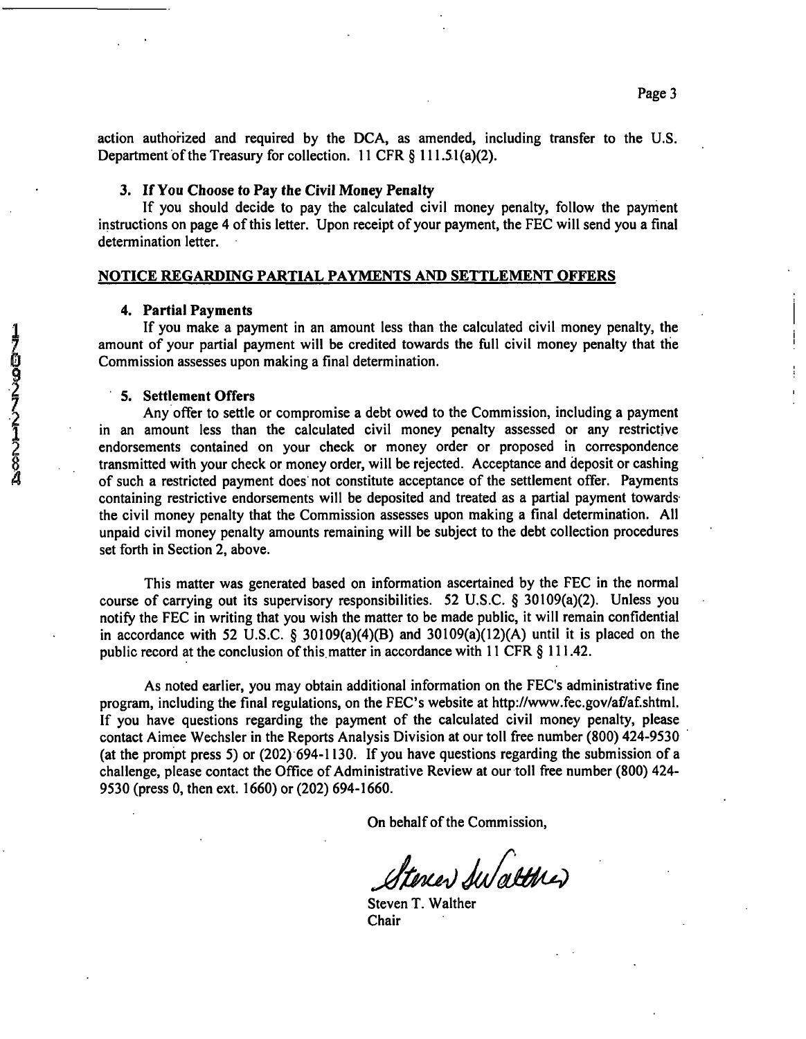action authorized and required by the DCA, as amended, including transfer to the U.S. Department of the Treasury for collection. 11 CFR § 111.51(a)(2).

**3. If You Choose to Pay the Civil Money Penalty**

If you should decide to pay the calculated civil money penalty, follow the payment instructions on page 4 of this letter. Upon receipt of your payment, the FEC will send you a final determination letter.

**NOTICE REGARDING PARTIAL PAYMENTS AND SETTLEMENT OFFERS**

**4. Partial Payments**

If you make a payment in an amount less than the calculated civil money penalty, the amount of your partial payment will be credited towards the full civil money penalty that the Commission assesses upon making a final determination.

**5. Settlement Offers**

Any offer to settle or compromise a debt owed to the Commission, including a payment in an amount less than the calculated civil money penalty assessed or any restrictive endorsements contained on your check or money order or proposed in correspondence transmitted with your check or money order, will be rejected. Acceptance and deposit or cashing of such a restricted payment does not constitute acceptance of the settlement offer. Payments containing restrictive endorsements will be deposited and treated as a partial payment towards the civil money penalty that the Commission assesses upon making a final determination. All unpaid civil money penalty amounts remaining will be subject to the debt collection procedures set forth in Section 2, above.

This matter was generated based on information ascertained by the FEC in the normal course of carrying out its supervisory responsibilities. 52 U.S.C. § 30109(a)(2). Unless you notify the FEC in writing that you wish the matter to be made public, it will remain confidential in accordance with 52 U.S.C. § 30109(a)(4)(B) and 30109(a)(12)(A) until it is placed on the public record at the conclusion of this matter in accordance with 11 CFR § 111.42.

As noted earlier, you may obtain additional information on the FEC's administrative fine program, including the final regulations, on the FEC's website at http://www.fec.gov/af/af.shtml. If you have questions regarding the payment of the calculated civil money penalty, please contact Aimee Wechsler in the Reports Analysis Division at our toll free number (800) 424-9530 (at the prompt press 5) or (202) 694-1130. If you have questions regarding the submission of a challenge, please contact the Office of Administrative Review at our toll free number (800) 424-9530 (press 0, then ext. 1660) or (202) 694-1660.

On behalf of the Commission,

Steven T. Walther
Chair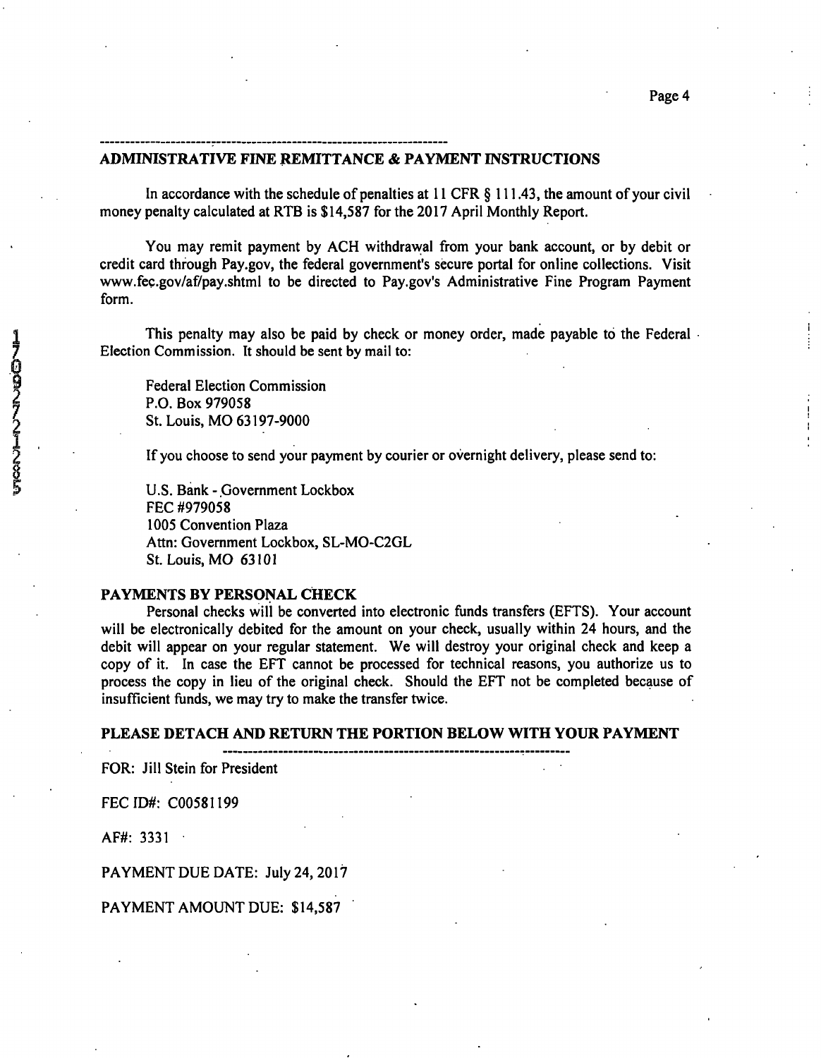## ADMINISTRATIVE FINE REMITTANCE & PAYMENT INSTRUCTIONS

In accordance with the schedule of penalties at 11 CFR § 111.43, the amount of your civil money penalty calculated at RTB is $14,587 for the 2017 April Monthly Report.

You may remit payment by ACH withdrawal from your bank account, or by debit or credit card through Pay.gov, the federal government's secure portal for online collections. Visit www.fec.gov/af/pay.shtml to be directed to Pay.gov's Administrative Fine Program Payment form.

This penalty may also be paid by check or money order, made payable to the Federal Election Commission. It should be sent by mail to:

Federal Election Commission
P.O. Box 979058
St. Louis, MO 63197-9000

If you choose to send your payment by courier or overnight delivery, please send to:

U.S. Bank - Government Lockbox
FEC #979058
1005 Convention Plaza
Attn: Government Lockbox, SL-MO-C2GL
St. Louis, MO 63101

### PAYMENTS BY PERSONAL CHECK

Personal checks will be converted into electronic funds transfers (EFTS). Your account will be electronically debited for the amount on your check, usually within 24 hours, and the debit will appear on your regular statement. We will destroy your original check and keep a copy of it. In case the EFT cannot be processed for technical reasons, you authorize us to process the copy in lieu of the original check. Should the EFT not be completed because of insufficient funds, we may try to make the transfer twice.

### PLEASE DETACH AND RETURN THE PORTION BELOW WITH YOUR PAYMENT

FOR: Jill Stein for President

FEC ID#: C00581199

AF#: 3331

PAYMENT DUE DATE: July 24, 2017

PAYMENT AMOUNT DUE: $14,587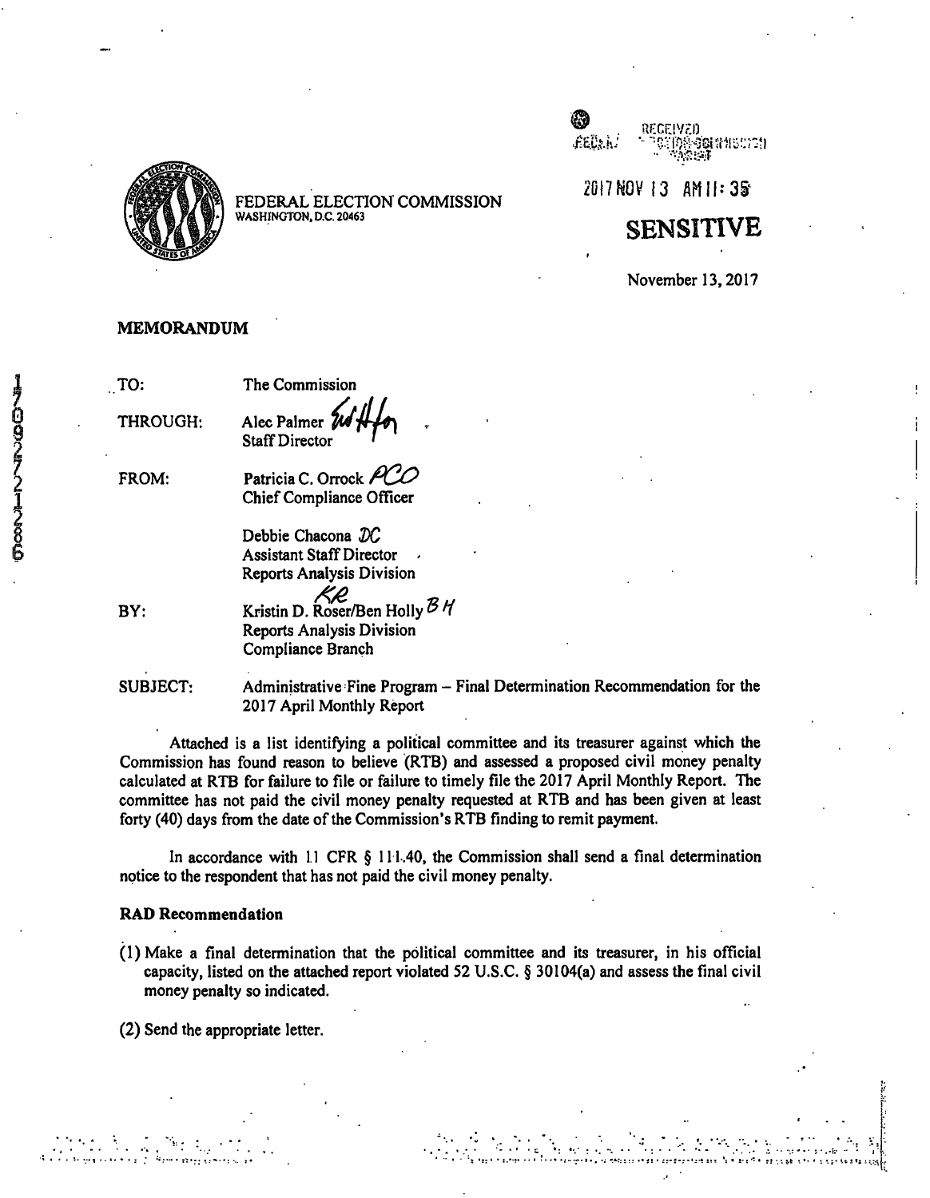FEDERAL ELECTION COMMISSION
WASHINGTON, D.C. 20463

RECEIVED

2017 NOV 13 AM 11:35

**SENSITIVE**

November 13, 2017

**MEMORANDUM**

TO: The Commission

THROUGH: Alec Palmer
Staff Director

FROM: Patricia C. Orrock *PCO*
Chief Compliance Officer

Debbie Chacona *DC*
Assistant Staff Director
Reports Analysis Division

BY: Kristin D. Roser/Ben Holly *BH*
Reports Analysis Division
Compliance Branch

SUBJECT: Administrative Fine Program – Final Determination Recommendation for the 2017 April Monthly Report

Attached is a list identifying a political committee and its treasurer against which the Commission has found reason to believe (RTB) and assessed a proposed civil money penalty calculated at RTB for failure to file or failure to timely file the 2017 April Monthly Report. The committee has not paid the civil money penalty requested at RTB and has been given at least forty (40) days from the date of the Commission's RTB finding to remit payment.

In accordance with 11 CFR § 111.40, the Commission shall send a final determination notice to the respondent that has not paid the civil money penalty.

**RAD Recommendation**

(1) Make a final determination that the political committee and its treasurer, in his official capacity, listed on the attached report violated 52 U.S.C. § 30104(a) and assess the final civil money penalty so indicated.

(2) Send the appropriate letter.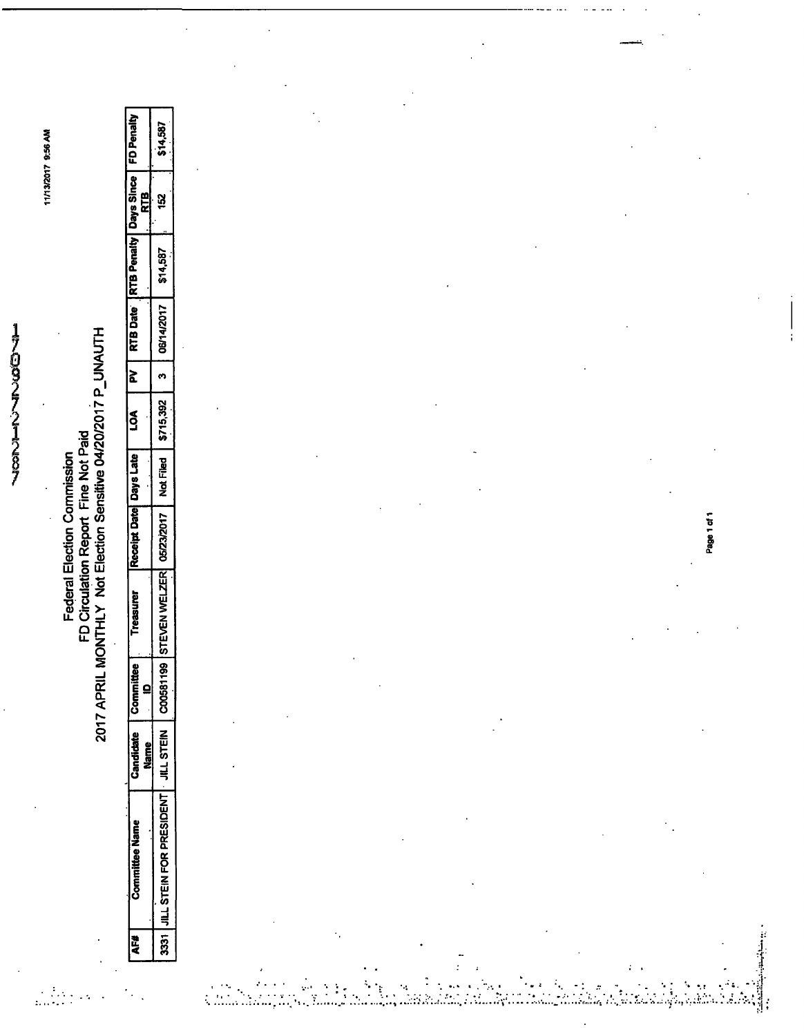11/13/2017 9:56 AM

# Federal Election Commission
## FD Circulation Report Fine Not Paid
## 2017 APRIL MONTHLY Not Election Sensitive 04/20/2017 P_UNAUTH

| AF# | Committee Name | Candidate Name | Committee ID | Treasurer | Receipt Date | Days Late | LOA | PV | RTB Date | RTB Penalty | Days Since RTB | FD Penalty |
|---|---|---|---|---|---|---|---|---|---|---|---|---|
| 3331 | JILL STEIN FOR PRESIDENT | JILL STEIN | C00581199 | STEVEN WELZER | 05/23/2017 | Not Filed | $715,392 | 3 | 06/14/2017 | $14,587 | 152 | $14,587 |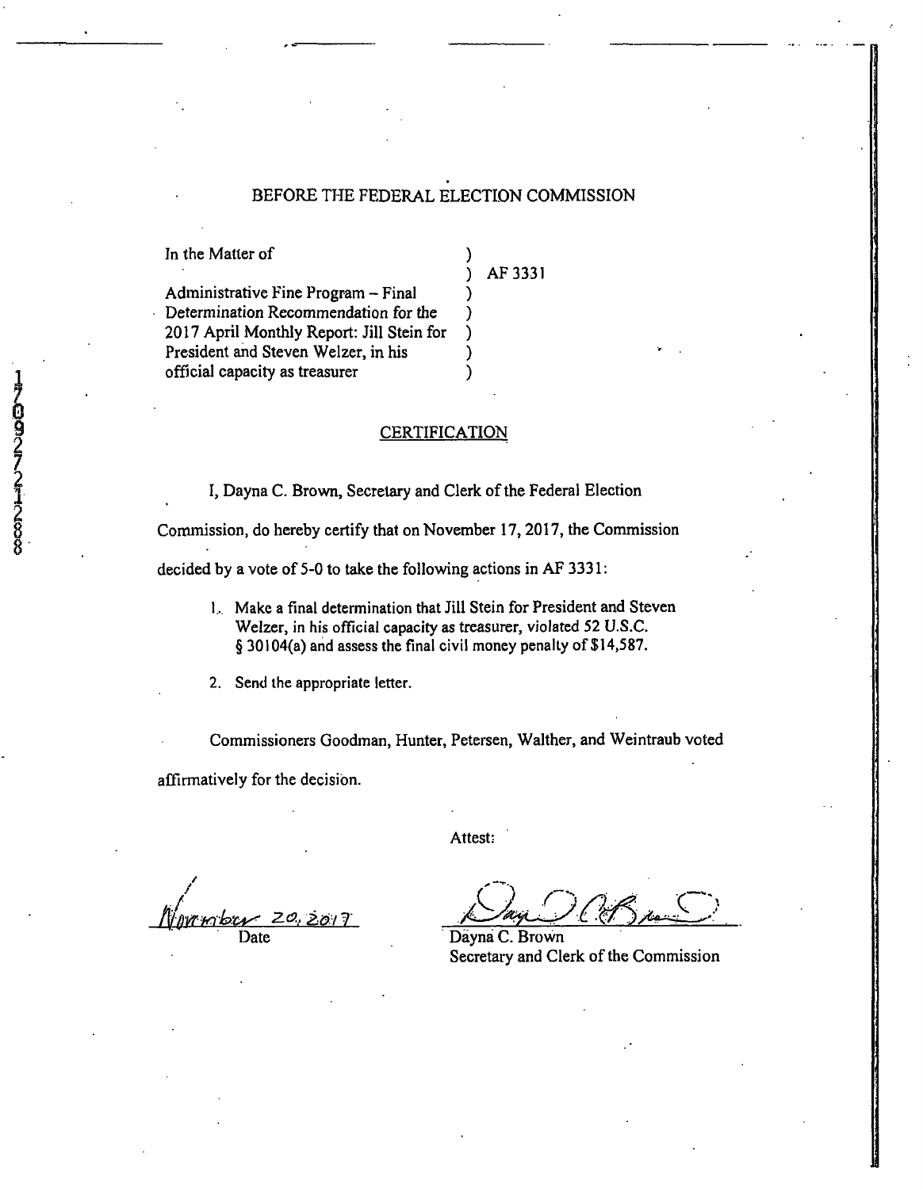BEFORE THE FEDERAL ELECTION COMMISSION

| | | |
|---|---|---|
| In the Matter of | ) | |
| | ) | AF 3331 |
| Administrative Fine Program – Final | ) | |
| Determination Recommendation for the | ) | |
| 2017 April Monthly Report: Jill Stein for | ) | |
| President and Steven Welzer, in his | ) | |
| official capacity as treasurer | ) | |

## CERTIFICATION

I, Dayna C. Brown, Secretary and Clerk of the Federal Election Commission, do hereby certify that on November 17, 2017, the Commission decided by a vote of 5-0 to take the following actions in AF 3331:

1. Make a final determination that Jill Stein for President and Steven Welzer, in his official capacity as treasurer, violated 52 U.S.C. § 30104(a) and assess the final civil money penalty of $14,587.

2. Send the appropriate letter.

Commissioners Goodman, Hunter, Petersen, Walther, and Weintraub voted affirmatively for the decision.

Attest:

November 20, 2017
Date

Dayna C. Brown
Secretary and Clerk of the Commission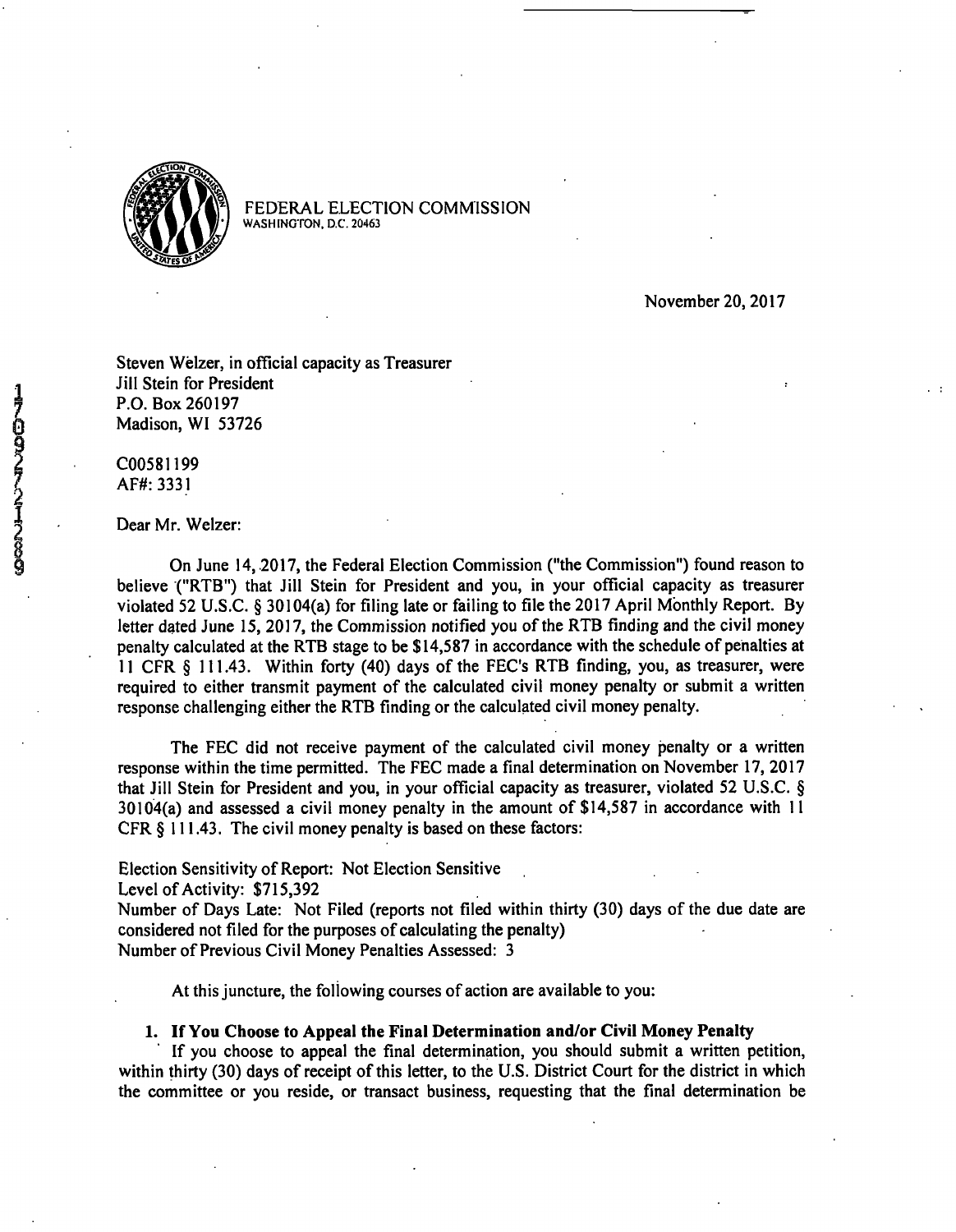FEDERAL ELECTION COMMISSION
WASHINGTON, D.C. 20463

November 20, 2017

Steven Welzer, in official capacity as Treasurer
Jill Stein for President
P.O. Box 260197
Madison, WI 53726

C00581199
AF#: 3331

Dear Mr. Welzer:

On June 14, 2017, the Federal Election Commission ("the Commission") found reason to believe ("RTB") that Jill Stein for President and you, in your official capacity as treasurer violated 52 U.S.C. § 30104(a) for filing late or failing to file the 2017 April Monthly Report. By letter dated June 15, 2017, the Commission notified you of the RTB finding and the civil money penalty calculated at the RTB stage to be $14,587 in accordance with the schedule of penalties at 11 CFR § 111.43. Within forty (40) days of the FEC's RTB finding, you, as treasurer, were required to either transmit payment of the calculated civil money penalty or submit a written response challenging either the RTB finding or the calculated civil money penalty.

The FEC did not receive payment of the calculated civil money penalty or a written response within the time permitted. The FEC made a final determination on November 17, 2017 that Jill Stein for President and you, in your official capacity as treasurer, violated 52 U.S.C. § 30104(a) and assessed a civil money penalty in the amount of $14,587 in accordance with 11 CFR § 111.43. The civil money penalty is based on these factors:

Election Sensitivity of Report: Not Election Sensitive
Level of Activity: $715,392
Number of Days Late: Not Filed (reports not filed within thirty (30) days of the due date are considered not filed for the purposes of calculating the penalty)
Number of Previous Civil Money Penalties Assessed: 3

At this juncture, the following courses of action are available to you:

**1. If You Choose to Appeal the Final Determination and/or Civil Money Penalty**

If you choose to appeal the final determination, you should submit a written petition, within thirty (30) days of receipt of this letter, to the U.S. District Court for the district in which the committee or you reside, or transact business, requesting that the final determination be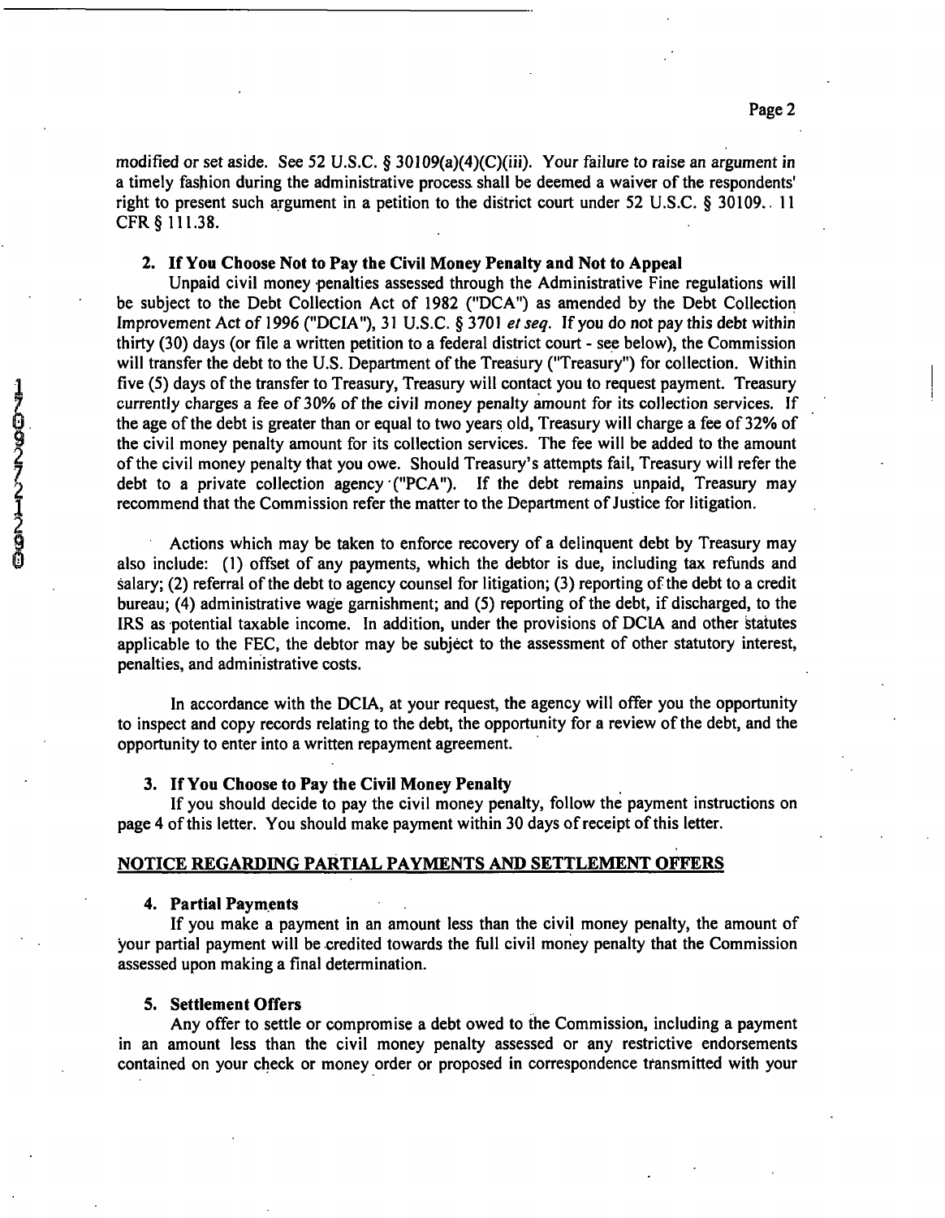modified or set aside. See 52 U.S.C. § 30109(a)(4)(C)(iii). Your failure to raise an argument in a timely fashion during the administrative process shall be deemed a waiver of the respondents' right to present such argument in a petition to the district court under 52 U.S.C. § 30109.. 11 CFR § 111.38.

**2. If You Choose Not to Pay the Civil Money Penalty and Not to Appeal**

Unpaid civil money penalties assessed through the Administrative Fine regulations will be subject to the Debt Collection Act of 1982 ("DCA") as amended by the Debt Collection Improvement Act of 1996 ("DCIA"), 31 U.S.C. § 3701 *et seq.* If you do not pay this debt within thirty (30) days (or file a written petition to a federal district court - see below), the Commission will transfer the debt to the U.S. Department of the Treasury ("Treasury") for collection. Within five (5) days of the transfer to Treasury, Treasury will contact you to request payment. Treasury currently charges a fee of 30% of the civil money penalty amount for its collection services. If the age of the debt is greater than or equal to two years old, Treasury will charge a fee of 32% of the civil money penalty amount for its collection services. The fee will be added to the amount of the civil money penalty that you owe. Should Treasury's attempts fail, Treasury will refer the debt to a private collection agency ("PCA"). If the debt remains unpaid, Treasury may recommend that the Commission refer the matter to the Department of Justice for litigation.

Actions which may be taken to enforce recovery of a delinquent debt by Treasury may also include: (1) offset of any payments, which the debtor is due, including tax refunds and salary; (2) referral of the debt to agency counsel for litigation; (3) reporting of the debt to a credit bureau; (4) administrative wage garnishment; and (5) reporting of the debt, if discharged, to the IRS as potential taxable income. In addition, under the provisions of DCIA and other statutes applicable to the FEC, the debtor may be subject to the assessment of other statutory interest, penalties, and administrative costs.

In accordance with the DCIA, at your request, the agency will offer you the opportunity to inspect and copy records relating to the debt, the opportunity for a review of the debt, and the opportunity to enter into a written repayment agreement.

**3. If You Choose to Pay the Civil Money Penalty**

If you should decide to pay the civil money penalty, follow the payment instructions on page 4 of this letter. You should make payment within 30 days of receipt of this letter.

## NOTICE REGARDING PARTIAL PAYMENTS AND SETTLEMENT OFFERS

**4. Partial Payments**

If you make a payment in an amount less than the civil money penalty, the amount of your partial payment will be credited towards the full civil money penalty that the Commission assessed upon making a final determination.

**5. Settlement Offers**

Any offer to settle or compromise a debt owed to the Commission, including a payment in an amount less than the civil money penalty assessed or any restrictive endorsements contained on your check or money order or proposed in correspondence transmitted with your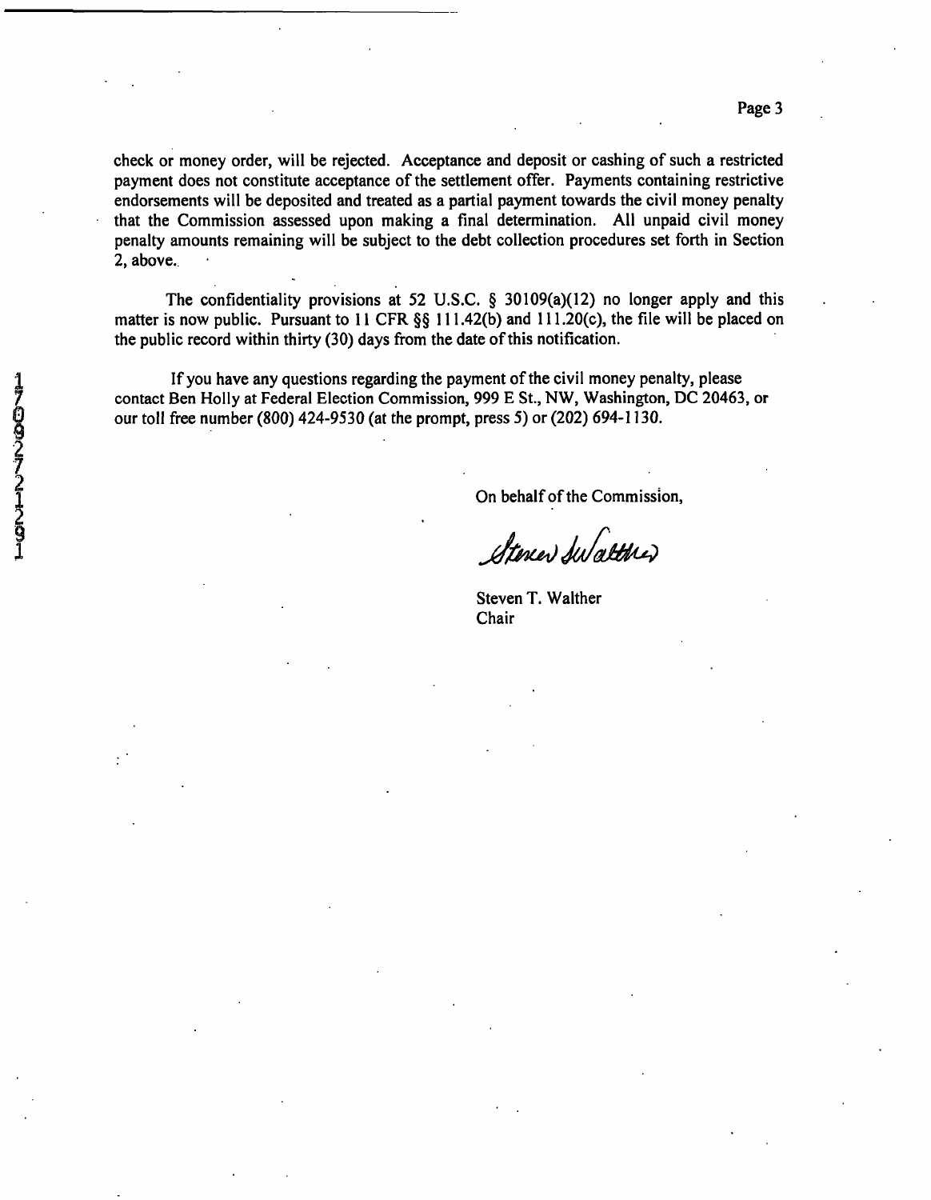check or money order, will be rejected. Acceptance and deposit or cashing of such a restricted payment does not constitute acceptance of the settlement offer. Payments containing restrictive endorsements will be deposited and treated as a partial payment towards the civil money penalty that the Commission assessed upon making a final determination. All unpaid civil money penalty amounts remaining will be subject to the debt collection procedures set forth in Section 2, above.

The confidentiality provisions at 52 U.S.C. § 30109(a)(12) no longer apply and this matter is now public. Pursuant to 11 CFR §§ 111.42(b) and 111.20(c), the file will be placed on the public record within thirty (30) days from the date of this notification.

If you have any questions regarding the payment of the civil money penalty, please contact Ben Holly at Federal Election Commission, 999 E St., NW, Washington, DC 20463, or our toll free number (800) 424-9530 (at the prompt, press 5) or (202) 694-1130.

On behalf of the Commission,

Steven T. Walther
Chair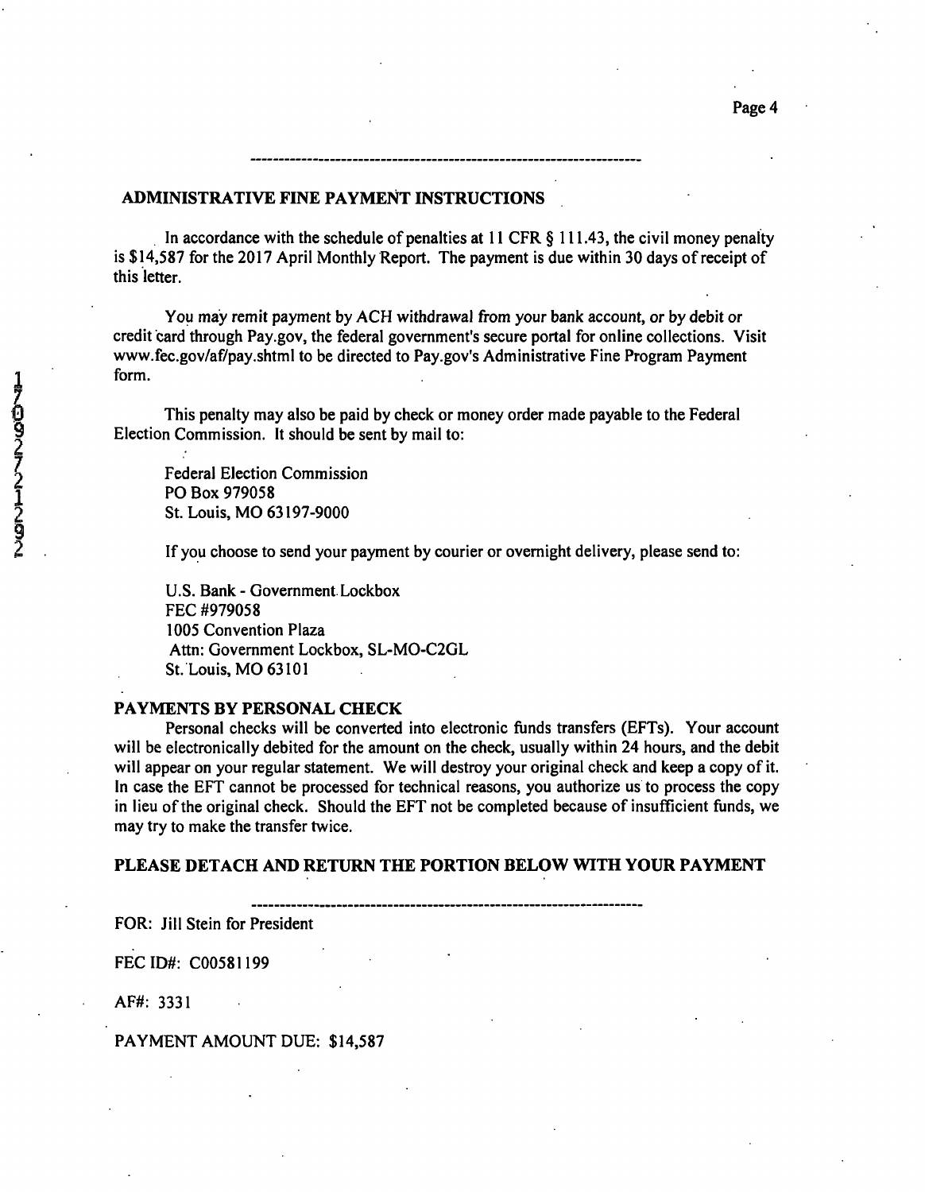---

## ADMINISTRATIVE FINE PAYMENT INSTRUCTIONS

In accordance with the schedule of penalties at 11 CFR § 111.43, the civil money penalty is $14,587 for the 2017 April Monthly Report. The payment is due within 30 days of receipt of this letter.

You may remit payment by ACH withdrawal from your bank account, or by debit or credit card through Pay.gov, the federal government's secure portal for online collections. Visit www.fec.gov/af/pay.shtml to be directed to Pay.gov's Administrative Fine Program Payment form.

This penalty may also be paid by check or money order made payable to the Federal Election Commission. It should be sent by mail to:

Federal Election Commission
PO Box 979058
St. Louis, MO 63197-9000

If you choose to send your payment by courier or overnight delivery, please send to:

U.S. Bank - Government Lockbox
FEC #979058
1005 Convention Plaza
Attn: Government Lockbox, SL-MO-C2GL
St. Louis, MO 63101

**PAYMENTS BY PERSONAL CHECK**

Personal checks will be converted into electronic funds transfers (EFTs). Your account will be electronically debited for the amount on the check, usually within 24 hours, and the debit will appear on your regular statement. We will destroy your original check and keep a copy of it. In case the EFT cannot be processed for technical reasons, you authorize us to process the copy in lieu of the original check. Should the EFT not be completed because of insufficient funds, we may try to make the transfer twice.

**PLEASE DETACH AND RETURN THE PORTION BELOW WITH YOUR PAYMENT**

---

FOR: Jill Stein for President

FEC ID#: C00581199

AF#: 3331

PAYMENT AMOUNT DUE: $14,587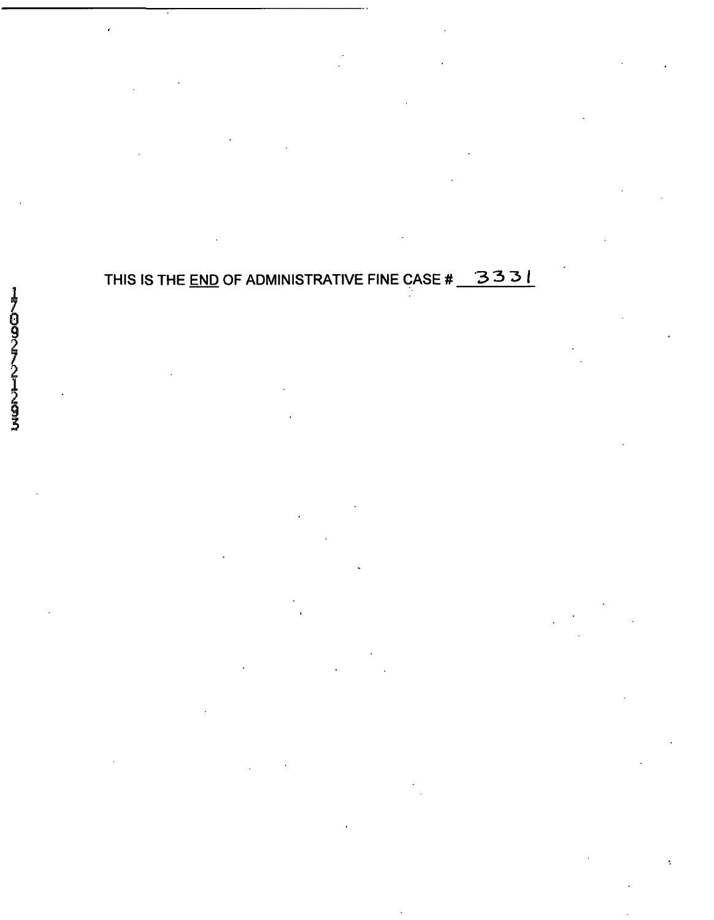THIS IS THE <u>END</u> OF ADMINISTRATIVE FINE CASE # 3331

17092272129 3